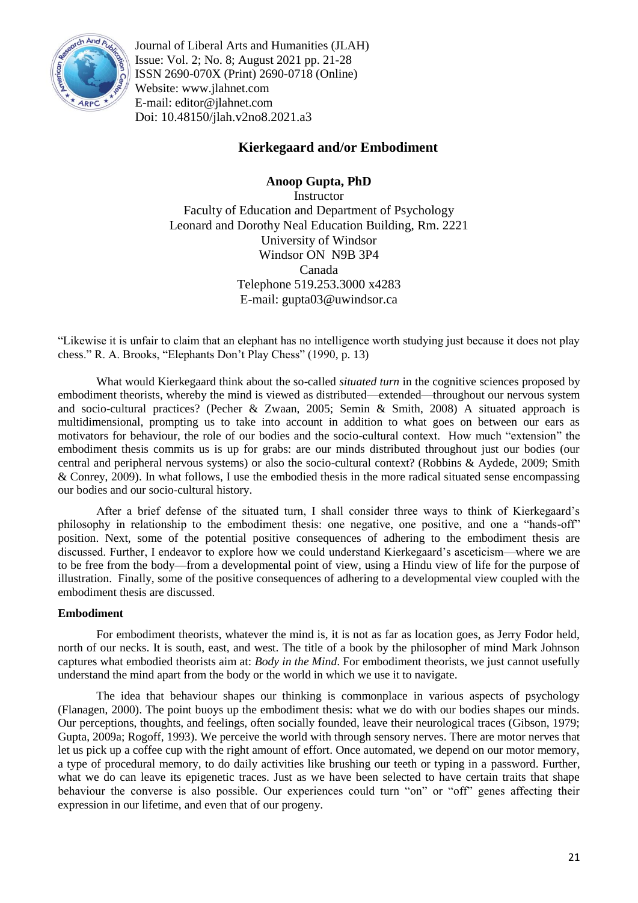Journal of Liberal Arts and Humanities (JLAH)
Issue: Vol. 2; No. 8; August 2021 pp. 21-28
ISSN 2690-070X (Print) 2690-0718 (Online)
Website: www.jlahnet.com
E-mail: editor@jlahnet.com
Doi: 10.48150/jlah.v2no8.2021.a3

# Kierkegaard and/or Embodiment

**Anoop Gupta, PhD**
Instructor
Faculty of Education and Department of Psychology
Leonard and Dorothy Neal Education Building, Rm. 2221
University of Windsor
Windsor ON N9B 3P4
Canada
Telephone 519.253.3000 x4283
E-mail: gupta03@uwindsor.ca

"Likewise it is unfair to claim that an elephant has no intelligence worth studying just because it does not play chess." R. A. Brooks, "Elephants Don't Play Chess" (1990, p. 13)

What would Kierkegaard think about the so-called *situated turn* in the cognitive sciences proposed by embodiment theorists, whereby the mind is viewed as distributed—extended—throughout our nervous system and socio-cultural practices? (Pecher & Zwaan, 2005; Semin & Smith, 2008) A situated approach is multidimensional, prompting us to take into account in addition to what goes on between our ears as motivators for behaviour, the role of our bodies and the socio-cultural context. How much "extension" the embodiment thesis commits us is up for grabs: are our minds distributed throughout just our bodies (our central and peripheral nervous systems) or also the socio-cultural context? (Robbins & Aydede, 2009; Smith & Conrey, 2009). In what follows, I use the embodied thesis in the more radical situated sense encompassing our bodies and our socio-cultural history.

After a brief defense of the situated turn, I shall consider three ways to think of Kierkegaard's philosophy in relationship to the embodiment thesis: one negative, one positive, and one a "hands-off" position. Next, some of the potential positive consequences of adhering to the embodiment thesis are discussed. Further, I endeavor to explore how we could understand Kierkegaard's asceticism—where we are to be free from the body—from a developmental point of view, using a Hindu view of life for the purpose of illustration. Finally, some of the positive consequences of adhering to a developmental view coupled with the embodiment thesis are discussed.

## Embodiment

For embodiment theorists, whatever the mind is, it is not as far as location goes, as Jerry Fodor held, north of our necks. It is south, east, and west. The title of a book by the philosopher of mind Mark Johnson captures what embodied theorists aim at: *Body in the Mind*. For embodiment theorists, we just cannot usefully understand the mind apart from the body or the world in which we use it to navigate.

The idea that behaviour shapes our thinking is commonplace in various aspects of psychology (Flanagen, 2000). The point buoys up the embodiment thesis: what we do with our bodies shapes our minds. Our perceptions, thoughts, and feelings, often socially founded, leave their neurological traces (Gibson, 1979; Gupta, 2009a; Rogoff, 1993). We perceive the world with through sensory nerves. There are motor nerves that let us pick up a coffee cup with the right amount of effort. Once automated, we depend on our motor memory, a type of procedural memory, to do daily activities like brushing our teeth or typing in a password. Further, what we do can leave its epigenetic traces. Just as we have been selected to have certain traits that shape behaviour the converse is also possible. Our experiences could turn "on" or "off" genes affecting their expression in our lifetime, and even that of our progeny.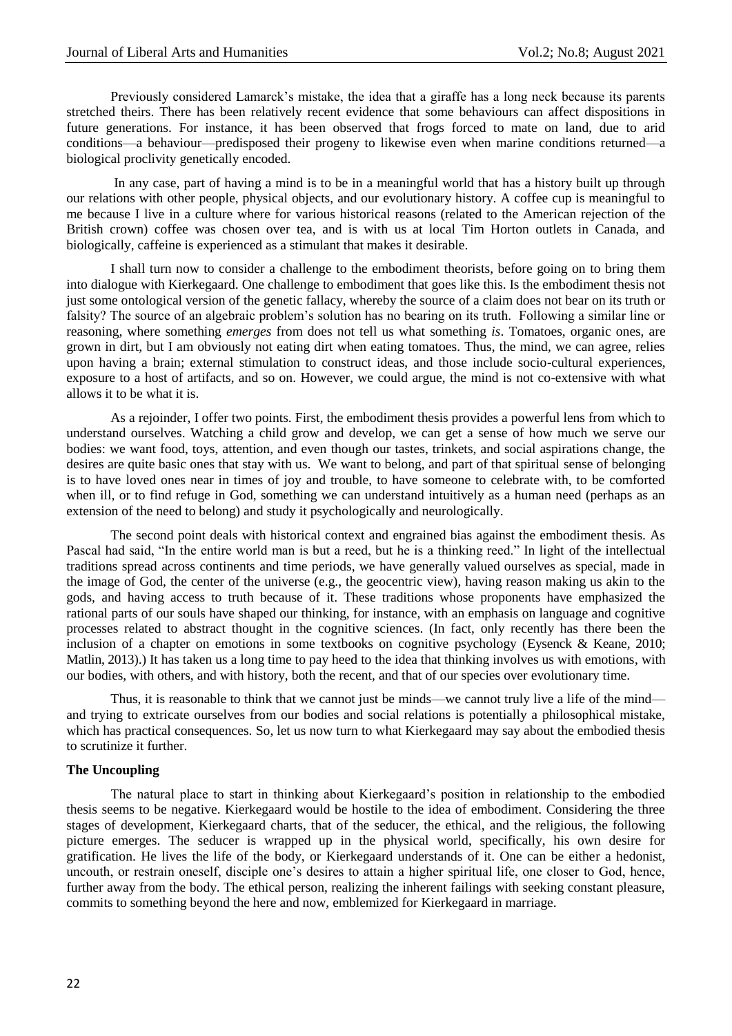Previously considered Lamarck's mistake, the idea that a giraffe has a long neck because its parents stretched theirs. There has been relatively recent evidence that some behaviours can affect dispositions in future generations. For instance, it has been observed that frogs forced to mate on land, due to arid conditions—a behaviour—predisposed their progeny to likewise even when marine conditions returned—a biological proclivity genetically encoded.

In any case, part of having a mind is to be in a meaningful world that has a history built up through our relations with other people, physical objects, and our evolutionary history. A coffee cup is meaningful to me because I live in a culture where for various historical reasons (related to the American rejection of the British crown) coffee was chosen over tea, and is with us at local Tim Horton outlets in Canada, and biologically, caffeine is experienced as a stimulant that makes it desirable.

I shall turn now to consider a challenge to the embodiment theorists, before going on to bring them into dialogue with Kierkegaard. One challenge to embodiment that goes like this. Is the embodiment thesis not just some ontological version of the genetic fallacy, whereby the source of a claim does not bear on its truth or falsity? The source of an algebraic problem's solution has no bearing on its truth. Following a similar line or reasoning, where something *emerges* from does not tell us what something *is*. Tomatoes, organic ones, are grown in dirt, but I am obviously not eating dirt when eating tomatoes. Thus, the mind, we can agree, relies upon having a brain; external stimulation to construct ideas, and those include socio-cultural experiences, exposure to a host of artifacts, and so on. However, we could argue, the mind is not co-extensive with what allows it to be what it is.

As a rejoinder, I offer two points. First, the embodiment thesis provides a powerful lens from which to understand ourselves. Watching a child grow and develop, we can get a sense of how much we serve our bodies: we want food, toys, attention, and even though our tastes, trinkets, and social aspirations change, the desires are quite basic ones that stay with us. We want to belong, and part of that spiritual sense of belonging is to have loved ones near in times of joy and trouble, to have someone to celebrate with, to be comforted when ill, or to find refuge in God, something we can understand intuitively as a human need (perhaps as an extension of the need to belong) and study it psychologically and neurologically.

The second point deals with historical context and engrained bias against the embodiment thesis. As Pascal had said, "In the entire world man is but a reed, but he is a thinking reed." In light of the intellectual traditions spread across continents and time periods, we have generally valued ourselves as special, made in the image of God, the center of the universe (e.g., the geocentric view), having reason making us akin to the gods, and having access to truth because of it. These traditions whose proponents have emphasized the rational parts of our souls have shaped our thinking, for instance, with an emphasis on language and cognitive processes related to abstract thought in the cognitive sciences. (In fact, only recently has there been the inclusion of a chapter on emotions in some textbooks on cognitive psychology (Eysenck & Keane, 2010; Matlin, 2013).) It has taken us a long time to pay heed to the idea that thinking involves us with emotions, with our bodies, with others, and with history, both the recent, and that of our species over evolutionary time.

Thus, it is reasonable to think that we cannot just be minds—we cannot truly live a life of the mind—and trying to extricate ourselves from our bodies and social relations is potentially a philosophical mistake, which has practical consequences. So, let us now turn to what Kierkegaard may say about the embodied thesis to scrutinize it further.

## The Uncoupling

The natural place to start in thinking about Kierkegaard's position in relationship to the embodied thesis seems to be negative. Kierkegaard would be hostile to the idea of embodiment. Considering the three stages of development, Kierkegaard charts, that of the seducer, the ethical, and the religious, the following picture emerges. The seducer is wrapped up in the physical world, specifically, his own desire for gratification. He lives the life of the body, or Kierkegaard understands of it. One can be either a hedonist, uncouth, or restrain oneself, disciple one's desires to attain a higher spiritual life, one closer to God, hence, further away from the body. The ethical person, realizing the inherent failings with seeking constant pleasure, commits to something beyond the here and now, emblemized for Kierkegaard in marriage.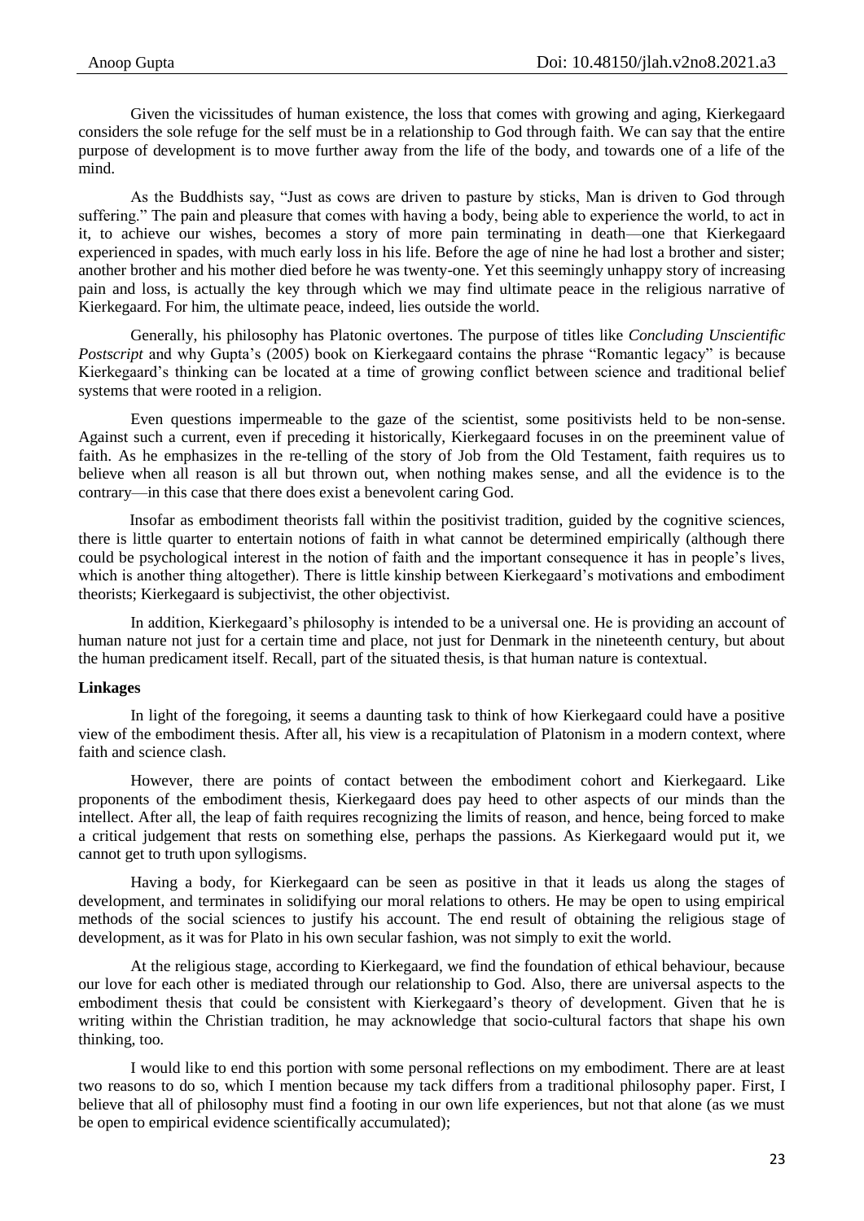Given the vicissitudes of human existence, the loss that comes with growing and aging, Kierkegaard considers the sole refuge for the self must be in a relationship to God through faith. We can say that the entire purpose of development is to move further away from the life of the body, and towards one of a life of the mind.

As the Buddhists say, "Just as cows are driven to pasture by sticks, Man is driven to God through suffering." The pain and pleasure that comes with having a body, being able to experience the world, to act in it, to achieve our wishes, becomes a story of more pain terminating in death—one that Kierkegaard experienced in spades, with much early loss in his life. Before the age of nine he had lost a brother and sister; another brother and his mother died before he was twenty-one. Yet this seemingly unhappy story of increasing pain and loss, is actually the key through which we may find ultimate peace in the religious narrative of Kierkegaard. For him, the ultimate peace, indeed, lies outside the world.

Generally, his philosophy has Platonic overtones. The purpose of titles like *Concluding Unscientific Postscript* and why Gupta's (2005) book on Kierkegaard contains the phrase "Romantic legacy" is because Kierkegaard's thinking can be located at a time of growing conflict between science and traditional belief systems that were rooted in a religion.

Even questions impermeable to the gaze of the scientist, some positivists held to be non-sense. Against such a current, even if preceding it historically, Kierkegaard focuses in on the preeminent value of faith. As he emphasizes in the re-telling of the story of Job from the Old Testament, faith requires us to believe when all reason is all but thrown out, when nothing makes sense, and all the evidence is to the contrary—in this case that there does exist a benevolent caring God.

Insofar as embodiment theorists fall within the positivist tradition, guided by the cognitive sciences, there is little quarter to entertain notions of faith in what cannot be determined empirically (although there could be psychological interest in the notion of faith and the important consequence it has in people's lives, which is another thing altogether). There is little kinship between Kierkegaard's motivations and embodiment theorists; Kierkegaard is subjectivist, the other objectivist.

In addition, Kierkegaard's philosophy is intended to be a universal one. He is providing an account of human nature not just for a certain time and place, not just for Denmark in the nineteenth century, but about the human predicament itself. Recall, part of the situated thesis, is that human nature is contextual.

**Linkages**

In light of the foregoing, it seems a daunting task to think of how Kierkegaard could have a positive view of the embodiment thesis. After all, his view is a recapitulation of Platonism in a modern context, where faith and science clash.

However, there are points of contact between the embodiment cohort and Kierkegaard. Like proponents of the embodiment thesis, Kierkegaard does pay heed to other aspects of our minds than the intellect. After all, the leap of faith requires recognizing the limits of reason, and hence, being forced to make a critical judgement that rests on something else, perhaps the passions. As Kierkegaard would put it, we cannot get to truth upon syllogisms.

Having a body, for Kierkegaard can be seen as positive in that it leads us along the stages of development, and terminates in solidifying our moral relations to others. He may be open to using empirical methods of the social sciences to justify his account. The end result of obtaining the religious stage of development, as it was for Plato in his own secular fashion, was not simply to exit the world.

At the religious stage, according to Kierkegaard, we find the foundation of ethical behaviour, because our love for each other is mediated through our relationship to God. Also, there are universal aspects to the embodiment thesis that could be consistent with Kierkegaard's theory of development. Given that he is writing within the Christian tradition, he may acknowledge that socio-cultural factors that shape his own thinking, too.

I would like to end this portion with some personal reflections on my embodiment. There are at least two reasons to do so, which I mention because my tack differs from a traditional philosophy paper. First, I believe that all of philosophy must find a footing in our own life experiences, but not that alone (as we must be open to empirical evidence scientifically accumulated);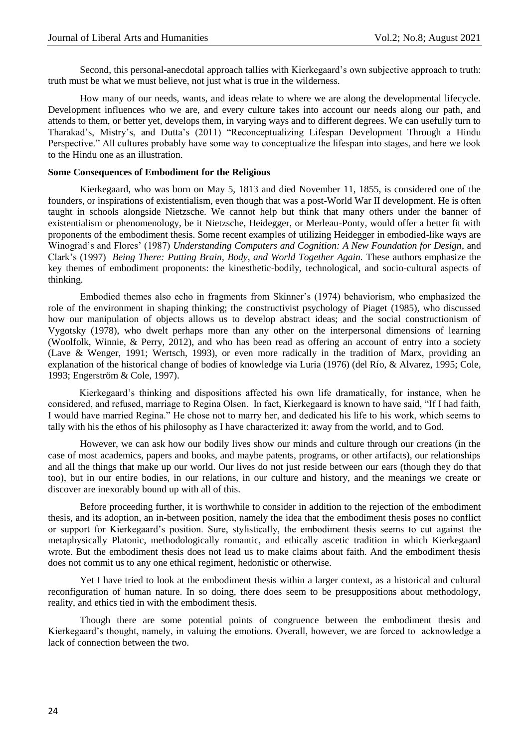Second, this personal-anecdotal approach tallies with Kierkegaard's own subjective approach to truth: truth must be what we must believe, not just what is true in the wilderness.

How many of our needs, wants, and ideas relate to where we are along the developmental lifecycle. Development influences who we are, and every culture takes into account our needs along our path, and attends to them, or better yet, develops them, in varying ways and to different degrees. We can usefully turn to Tharakad's, Mistry's, and Dutta's (2011) "Reconceptualizing Lifespan Development Through a Hindu Perspective." All cultures probably have some way to conceptualize the lifespan into stages, and here we look to the Hindu one as an illustration.

**Some Consequences of Embodiment for the Religious**

Kierkegaard, who was born on May 5, 1813 and died November 11, 1855, is considered one of the founders, or inspirations of existentialism, even though that was a post-World War II development. He is often taught in schools alongside Nietzsche. We cannot help but think that many others under the banner of existentialism or phenomenology, be it Nietzsche, Heidegger, or Merleau-Ponty, would offer a better fit with proponents of the embodiment thesis. Some recent examples of utilizing Heidegger in embodied-like ways are Winograd's and Flores' (1987) *Understanding Computers and Cognition: A New Foundation for Design*, and Clark's (1997) *Being There: Putting Brain, Body, and World Together Again*. These authors emphasize the key themes of embodiment proponents: the kinesthetic-bodily, technological, and socio-cultural aspects of thinking.

Embodied themes also echo in fragments from Skinner's (1974) behaviorism, who emphasized the role of the environment in shaping thinking; the constructivist psychology of Piaget (1985), who discussed how our manipulation of objects allows us to develop abstract ideas; and the social constructionism of Vygotsky (1978), who dwelt perhaps more than any other on the interpersonal dimensions of learning (Woolfolk, Winnie, & Perry, 2012), and who has been read as offering an account of entry into a society (Lave & Wenger, 1991; Wertsch, 1993), or even more radically in the tradition of Marx, providing an explanation of the historical change of bodies of knowledge via Luria (1976) (del Río, & Alvarez, 1995; Cole, 1993; Engerström & Cole, 1997).

Kierkegaard's thinking and dispositions affected his own life dramatically, for instance, when he considered, and refused, marriage to Regina Olsen. In fact, Kierkegaard is known to have said, "If I had faith, I would have married Regina." He chose not to marry her, and dedicated his life to his work, which seems to tally with his the ethos of his philosophy as I have characterized it: away from the world, and to God.

However, we can ask how our bodily lives show our minds and culture through our creations (in the case of most academics, papers and books, and maybe patents, programs, or other artifacts), our relationships and all the things that make up our world. Our lives do not just reside between our ears (though they do that too), but in our entire bodies, in our relations, in our culture and history, and the meanings we create or discover are inexorably bound up with all of this.

Before proceeding further, it is worthwhile to consider in addition to the rejection of the embodiment thesis, and its adoption, an in-between position, namely the idea that the embodiment thesis poses no conflict or support for Kierkegaard's position. Sure, stylistically, the embodiment thesis seems to cut against the metaphysically Platonic, methodologically romantic, and ethically ascetic tradition in which Kierkegaard wrote. But the embodiment thesis does not lead us to make claims about faith. And the embodiment thesis does not commit us to any one ethical regiment, hedonistic or otherwise.

Yet I have tried to look at the embodiment thesis within a larger context, as a historical and cultural reconfiguration of human nature. In so doing, there does seem to be presuppositions about methodology, reality, and ethics tied in with the embodiment thesis.

Though there are some potential points of congruence between the embodiment thesis and Kierkegaard's thought, namely, in valuing the emotions. Overall, however, we are forced to acknowledge a lack of connection between the two.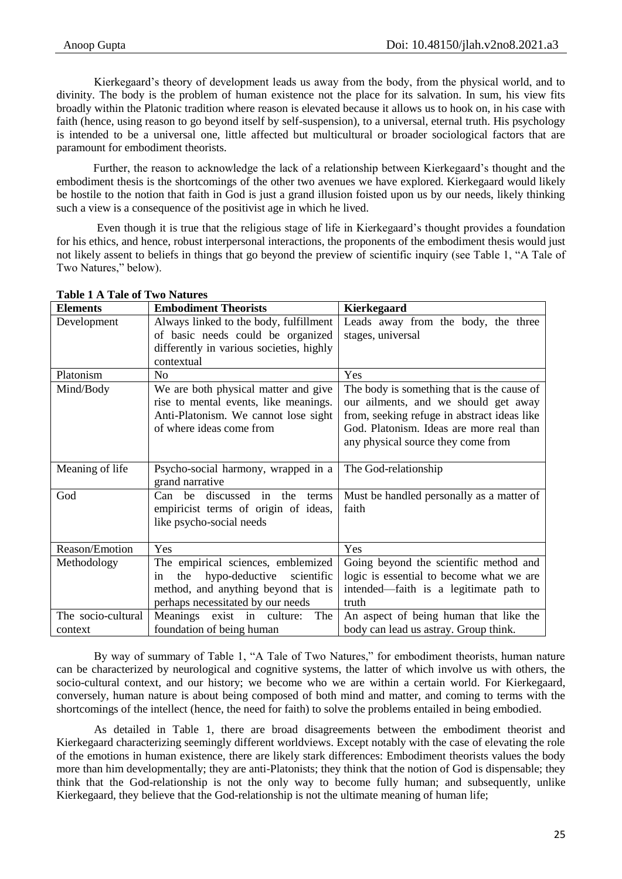Kierkegaard's theory of development leads us away from the body, from the physical world, and to divinity. The body is the problem of human existence not the place for its salvation. In sum, his view fits broadly within the Platonic tradition where reason is elevated because it allows us to hook on, in his case with faith (hence, using reason to go beyond itself by self-suspension), to a universal, eternal truth. His psychology is intended to be a universal one, little affected but multicultural or broader sociological factors that are paramount for embodiment theorists.

Further, the reason to acknowledge the lack of a relationship between Kierkegaard's thought and the embodiment thesis is the shortcomings of the other two avenues we have explored. Kierkegaard would likely be hostile to the notion that faith in God is just a grand illusion foisted upon us by our needs, likely thinking such a view is a consequence of the positivist age in which he lived.

Even though it is true that the religious stage of life in Kierkegaard's thought provides a foundation for his ethics, and hence, robust interpersonal interactions, the proponents of the embodiment thesis would just not likely assent to beliefs in things that go beyond the preview of scientific inquiry (see Table 1, "A Tale of Two Natures," below).

**Table 1 A Tale of Two Natures**

| **Elements** | **Embodiment Theorists** | **Kierkegaard** |
|---|---|---|
| Development | Always linked to the body, fulfillment of basic needs could be organized differently in various societies, highly contextual | Leads away from the body, the three stages, universal |
| Platonism | No | Yes |
| Mind/Body | We are both physical matter and give rise to mental events, like meanings. Anti-Platonism. We cannot lose sight of where ideas come from | The body is something that is the cause of our ailments, and we should get away from, seeking refuge in abstract ideas like God. Platonism. Ideas are more real than any physical source they come from |
| Meaning of life | Psycho-social harmony, wrapped in a grand narrative | The God-relationship |
| God | Can be discussed in the terms empiricist terms of origin of ideas, like psycho-social needs | Must be handled personally as a matter of faith |
| Reason/Emotion | Yes | Yes |
| Methodology | The empirical sciences, emblemized in the hypo-deductive scientific method, and anything beyond that is perhaps necessitated by our needs | Going beyond the scientific method and logic is essential to become what we are intended—faith is a legitimate path to truth |
| The socio-cultural context | Meanings exist in culture: The foundation of being human | An aspect of being human that like the body can lead us astray. Group think. |

By way of summary of Table 1, "A Tale of Two Natures," for embodiment theorists, human nature can be characterized by neurological and cognitive systems, the latter of which involve us with others, the socio-cultural context, and our history; we become who we are within a certain world. For Kierkegaard, conversely, human nature is about being composed of both mind and matter, and coming to terms with the shortcomings of the intellect (hence, the need for faith) to solve the problems entailed in being embodied.

As detailed in Table 1, there are broad disagreements between the embodiment theorist and Kierkegaard characterizing seemingly different worldviews. Except notably with the case of elevating the role of the emotions in human existence, there are likely stark differences: Embodiment theorists values the body more than him developmentally; they are anti-Platonists; they think that the notion of God is dispensable; they think that the God-relationship is not the only way to become fully human; and subsequently, unlike Kierkegaard, they believe that the God-relationship is not the ultimate meaning of human life;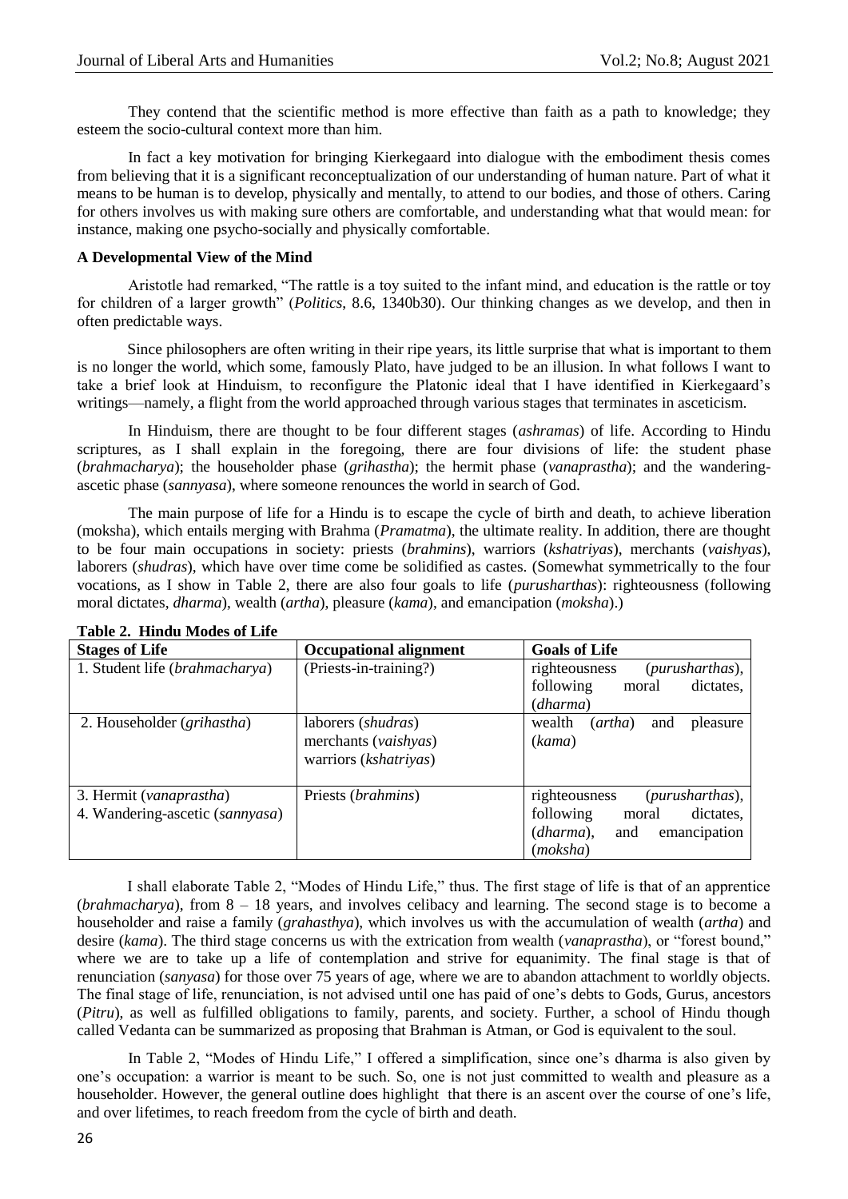They contend that the scientific method is more effective than faith as a path to knowledge; they esteem the socio-cultural context more than him.

In fact a key motivation for bringing Kierkegaard into dialogue with the embodiment thesis comes from believing that it is a significant reconceptualization of our understanding of human nature. Part of what it means to be human is to develop, physically and mentally, to attend to our bodies, and those of others. Caring for others involves us with making sure others are comfortable, and understanding what that would mean: for instance, making one psycho-socially and physically comfortable.

**A Developmental View of the Mind**

Aristotle had remarked, "The rattle is a toy suited to the infant mind, and education is the rattle or toy for children of a larger growth" (*Politics*, 8.6, 1340b30). Our thinking changes as we develop, and then in often predictable ways.

Since philosophers are often writing in their ripe years, its little surprise that what is important to them is no longer the world, which some, famously Plato, have judged to be an illusion. In what follows I want to take a brief look at Hinduism, to reconfigure the Platonic ideal that I have identified in Kierkegaard's writings—namely, a flight from the world approached through various stages that terminates in asceticism.

In Hinduism, there are thought to be four different stages (*ashramas*) of life. According to Hindu scriptures, as I shall explain in the foregoing, there are four divisions of life: the student phase (*brahmacharya*); the householder phase (*grihastha*); the hermit phase (*vanaprastha*); and the wandering-ascetic phase (*sannyasa*), where someone renounces the world in search of God.

The main purpose of life for a Hindu is to escape the cycle of birth and death, to achieve liberation (moksha), which entails merging with Brahma (*Pramatma*), the ultimate reality. In addition, there are thought to be four main occupations in society: priests (*brahmins*), warriors (*kshatriyas*), merchants (*vaishyas*), laborers (*shudras*), which have over time come be solidified as castes. (Somewhat symmetrically to the four vocations, as I show in Table 2, there are also four goals to life (*purusharthas*): righteousness (following moral dictates, *dharma*), wealth (*artha*), pleasure (*kama*), and emancipation (*moksha*).)

**Table 2. Hindu Modes of Life**

| Stages of Life | Occupational alignment | Goals of Life |
|---|---|---|
| 1. Student life (*brahmacharya*) | (Priests-in-training?) | righteousness (*purusharthas*), following moral dictates, (*dharma*) |
| 2. Householder (*grihastha*) | laborers (*shudras*)<br>merchants (*vaishyas*)<br>warriors (*kshatriyas*) | wealth (*artha*) and pleasure (*kama*) |
| 3. Hermit (*vanaprastha*)<br>4. Wandering-ascetic (*sannyasa*) | Priests (*brahmins*) | righteousness (*purusharthas*), following moral dictates, (*dharma*), and emancipation (*moksha*) |

I shall elaborate Table 2, "Modes of Hindu Life," thus. The first stage of life is that of an apprentice (*brahmacharya*), from 8 – 18 years, and involves celibacy and learning. The second stage is to become a householder and raise a family (*grahasthya*), which involves us with the accumulation of wealth (*artha*) and desire (*kama*). The third stage concerns us with the extrication from wealth (*vanaprastha*), or "forest bound," where we are to take up a life of contemplation and strive for equanimity. The final stage is that of renunciation (*sanyasa*) for those over 75 years of age, where we are to abandon attachment to worldly objects. The final stage of life, renunciation, is not advised until one has paid of one's debts to Gods, Gurus, ancestors (*Pitru*), as well as fulfilled obligations to family, parents, and society. Further, a school of Hindu though called Vedanta can be summarized as proposing that Brahman is Atman, or God is equivalent to the soul.

In Table 2, "Modes of Hindu Life," I offered a simplification, since one's dharma is also given by one's occupation: a warrior is meant to be such. So, one is not just committed to wealth and pleasure as a householder. However, the general outline does highlight that there is an ascent over the course of one's life, and over lifetimes, to reach freedom from the cycle of birth and death.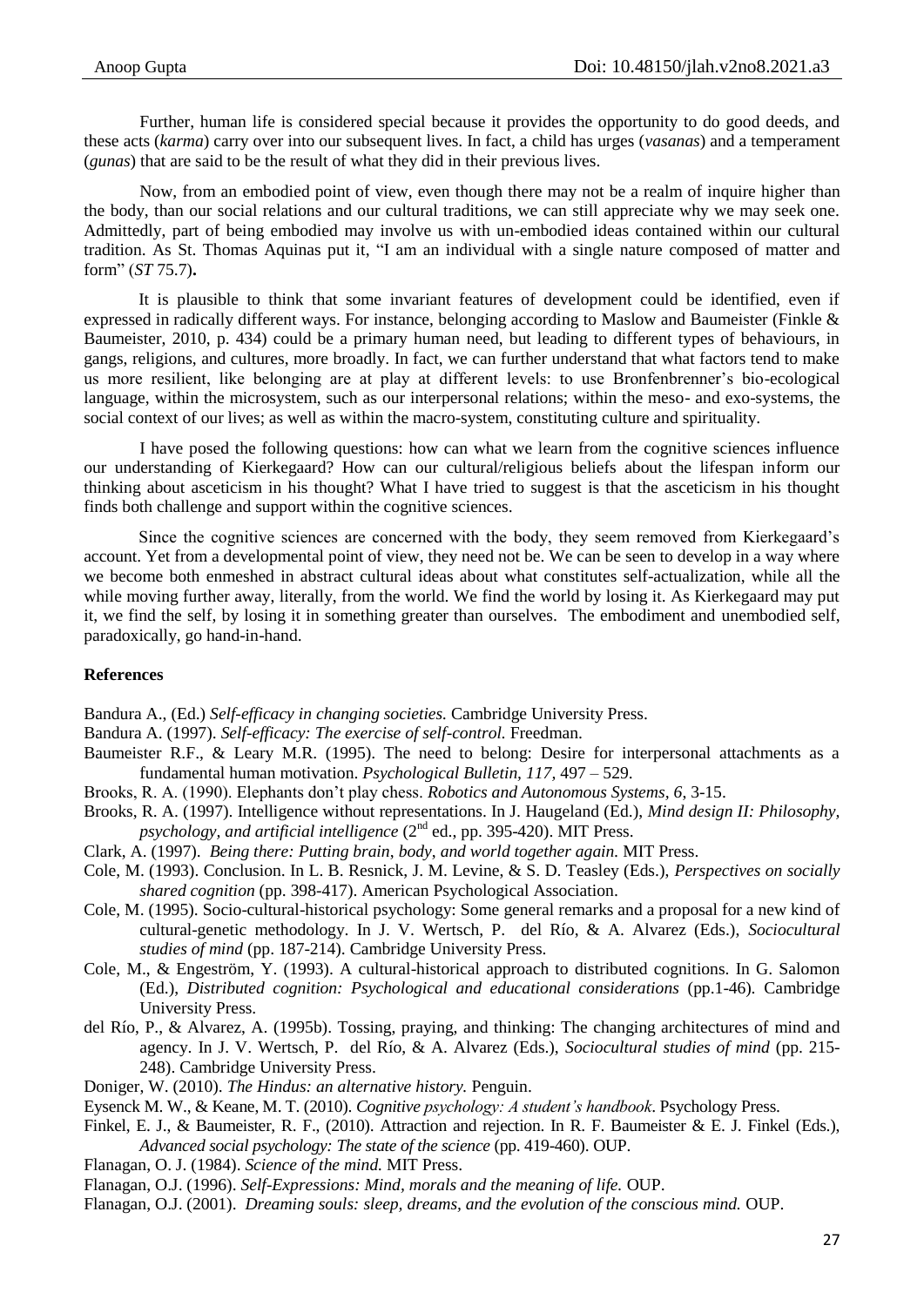Further, human life is considered special because it provides the opportunity to do good deeds, and these acts (*karma*) carry over into our subsequent lives. In fact, a child has urges (*vasanas*) and a temperament (*gunas*) that are said to be the result of what they did in their previous lives.

Now, from an embodied point of view, even though there may not be a realm of inquire higher than the body, than our social relations and our cultural traditions, we can still appreciate why we may seek one. Admittedly, part of being embodied may involve us with un-embodied ideas contained within our cultural tradition. As St. Thomas Aquinas put it, "I am an individual with a single nature composed of matter and form" (*ST* 75.7)**.**

It is plausible to think that some invariant features of development could be identified, even if expressed in radically different ways. For instance, belonging according to Maslow and Baumeister (Finkle & Baumeister, 2010, p. 434) could be a primary human need, but leading to different types of behaviours, in gangs, religions, and cultures, more broadly. In fact, we can further understand that what factors tend to make us more resilient, like belonging are at play at different levels: to use Bronfenbrenner's bio-ecological language, within the microsystem, such as our interpersonal relations; within the meso- and exo-systems, the social context of our lives; as well as within the macro-system, constituting culture and spirituality.

I have posed the following questions: how can what we learn from the cognitive sciences influence our understanding of Kierkegaard? How can our cultural/religious beliefs about the lifespan inform our thinking about asceticism in his thought? What I have tried to suggest is that the asceticism in his thought finds both challenge and support within the cognitive sciences.

Since the cognitive sciences are concerned with the body, they seem removed from Kierkegaard's account. Yet from a developmental point of view, they need not be. We can be seen to develop in a way where we become both enmeshed in abstract cultural ideas about what constitutes self-actualization, while all the while moving further away, literally, from the world. We find the world by losing it. As Kierkegaard may put it, we find the self, by losing it in something greater than ourselves. The embodiment and unembodied self, paradoxically, go hand-in-hand.

**References**

Bandura A., (Ed.) *Self-efficacy in changing societies.* Cambridge University Press.

Bandura A. (1997). *Self-efficacy: The exercise of self-control.* Freedman.

Baumeister R.F., & Leary M.R. (1995). The need to belong: Desire for interpersonal attachments as a fundamental human motivation. *Psychological Bulletin, 117,* 497 – 529.

Brooks, R. A. (1990). Elephants don't play chess. *Robotics and Autonomous Systems, 6,* 3-15.

Brooks, R. A. (1997). Intelligence without representations. In J. Haugeland (Ed.), *Mind design II: Philosophy, psychology, and artificial intelligence* (2nd ed., pp. 395-420). MIT Press.

Clark, A. (1997). *Being there: Putting brain, body, and world together again.* MIT Press.

Cole, M. (1993). Conclusion. In L. B. Resnick, J. M. Levine, & S. D. Teasley (Eds.), *Perspectives on socially shared cognition* (pp. 398-417). American Psychological Association.

Cole, M. (1995). Socio-cultural-historical psychology: Some general remarks and a proposal for a new kind of cultural-genetic methodology. In J. V. Wertsch, P. del Río, & A. Alvarez (Eds.), *Sociocultural studies of mind* (pp. 187-214). Cambridge University Press.

Cole, M., & Engeström, Y. (1993). A cultural-historical approach to distributed cognitions. In G. Salomon (Ed.), *Distributed cognition: Psychological and educational considerations* (pp.1-46). Cambridge University Press.

del Río, P., & Alvarez, A. (1995b). Tossing, praying, and thinking: The changing architectures of mind and agency. In J. V. Wertsch, P. del Río, & A. Alvarez (Eds.), *Sociocultural studies of mind* (pp. 215-248). Cambridge University Press.

Doniger, W. (2010). *The Hindus: an alternative history.* Penguin.

Eysenck M. W., & Keane, M. T. (2010). *Cognitive psychology: A student's handbook*. Psychology Press.

Finkel, E. J., & Baumeister, R. F., (2010). Attraction and rejection. In R. F. Baumeister & E. J. Finkel (Eds.), *Advanced social psychology: The state of the science* (pp. 419-460). OUP.

Flanagan, O. J. (1984). *Science of the mind.* MIT Press.

Flanagan, O.J. (1996). *Self-Expressions: Mind, morals and the meaning of life.* OUP.

Flanagan, O.J. (2001). *Dreaming souls: sleep, dreams, and the evolution of the conscious mind.* OUP.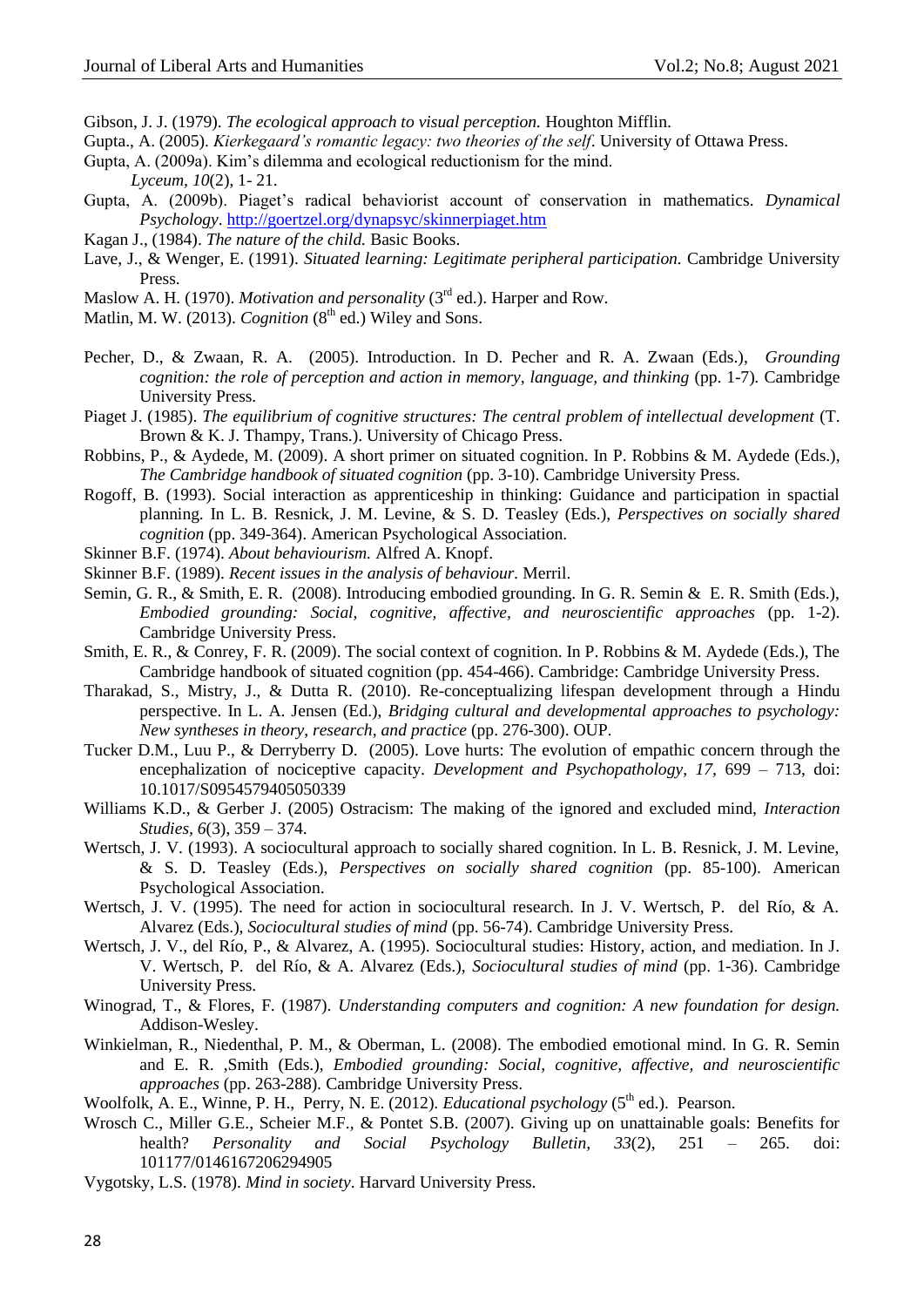Gibson, J. J. (1979). *The ecological approach to visual perception.* Houghton Mifflin.

Gupta., A. (2005). *Kierkegaard's romantic legacy: two theories of the self*. University of Ottawa Press.

Gupta, A. (2009a). Kim's dilemma and ecological reductionism for the mind. *Lyceum, 10*(2), 1- 21.

Gupta, A. (2009b). Piaget's radical behaviorist account of conservation in mathematics. *Dynamical Psychology*. http://goertzel.org/dynapsyc/skinnerpiaget.htm

Kagan J., (1984). *The nature of the child.* Basic Books.

Lave, J., & Wenger, E. (1991). *Situated learning: Legitimate peripheral participation.* Cambridge University Press.

Maslow A. H. (1970). *Motivation and personality* (3rd ed.). Harper and Row.

Matlin, M. W. (2013). *Cognition* (8th ed.) Wiley and Sons.

Pecher, D., & Zwaan, R. A. (2005). Introduction. In D. Pecher and R. A. Zwaan (Eds.), *Grounding cognition: the role of perception and action in memory, language, and thinking* (pp. 1-7). Cambridge University Press.

Piaget J. (1985). *The equilibrium of cognitive structures: The central problem of intellectual development* (T. Brown & K. J. Thampy, Trans.). University of Chicago Press.

Robbins, P., & Aydede, M. (2009). A short primer on situated cognition. In P. Robbins & M. Aydede (Eds.), *The Cambridge handbook of situated cognition* (pp. 3-10). Cambridge University Press.

Rogoff, B. (1993). Social interaction as apprenticeship in thinking: Guidance and participation in spactial planning. In L. B. Resnick, J. M. Levine, & S. D. Teasley (Eds.), *Perspectives on socially shared cognition* (pp. 349-364). American Psychological Association.

Skinner B.F. (1974). *About behaviourism.* Alfred A. Knopf.

Skinner B.F. (1989). *Recent issues in the analysis of behaviour.* Merril.

Semin, G. R., & Smith, E. R. (2008). Introducing embodied grounding. In G. R. Semin & E. R. Smith (Eds.), *Embodied grounding: Social, cognitive, affective, and neuroscientific approaches* (pp. 1-2). Cambridge University Press.

Smith, E. R., & Conrey, F. R. (2009). The social context of cognition. In P. Robbins & M. Aydede (Eds.), The Cambridge handbook of situated cognition (pp. 454-466). Cambridge: Cambridge University Press.

Tharakad, S., Mistry, J., & Dutta R. (2010). Re-conceptualizing lifespan development through a Hindu perspective. In L. A. Jensen (Ed.), *Bridging cultural and developmental approaches to psychology: New syntheses in theory, research, and practice* (pp. 276-300). OUP.

Tucker D.M., Luu P., & Derryberry D. (2005). Love hurts: The evolution of empathic concern through the encephalization of nociceptive capacity. *Development and Psychopathology, 17,* 699 – 713, doi: 10.1017/S0954579405050339

Williams K.D., & Gerber J. (2005) Ostracism: The making of the ignored and excluded mind, *Interaction Studies, 6*(3), 359 – 374.

Wertsch, J. V. (1993). A sociocultural approach to socially shared cognition. In L. B. Resnick, J. M. Levine, & S. D. Teasley (Eds.), *Perspectives on socially shared cognition* (pp. 85-100). American Psychological Association.

Wertsch, J. V. (1995). The need for action in sociocultural research. In J. V. Wertsch, P. del Río, & A. Alvarez (Eds.), *Sociocultural studies of mind* (pp. 56-74). Cambridge University Press.

Wertsch, J. V., del Río, P., & Alvarez, A. (1995). Sociocultural studies: History, action, and mediation. In J. V. Wertsch, P. del Río, & A. Alvarez (Eds.), *Sociocultural studies of mind* (pp. 1-36). Cambridge University Press.

Winograd, T., & Flores, F. (1987). *Understanding computers and cognition: A new foundation for design.* Addison-Wesley.

Winkielman, R., Niedenthal, P. M., & Oberman, L. (2008). The embodied emotional mind. In G. R. Semin and E. R. ,Smith (Eds.), *Embodied grounding: Social, cognitive, affective, and neuroscientific approaches* (pp. 263-288). Cambridge University Press.

Woolfolk, A. E., Winne, P. H., Perry, N. E. (2012). *Educational psychology* (5th ed.). Pearson.

Wrosch C., Miller G.E., Scheier M.F., & Pontet S.B. (2007). Giving up on unattainable goals: Benefits for health? *Personality and Social Psychology Bulletin, 33*(2), 251 – 265. doi: 101177/0146167206294905

Vygotsky, L.S. (1978). *Mind in society*. Harvard University Press.